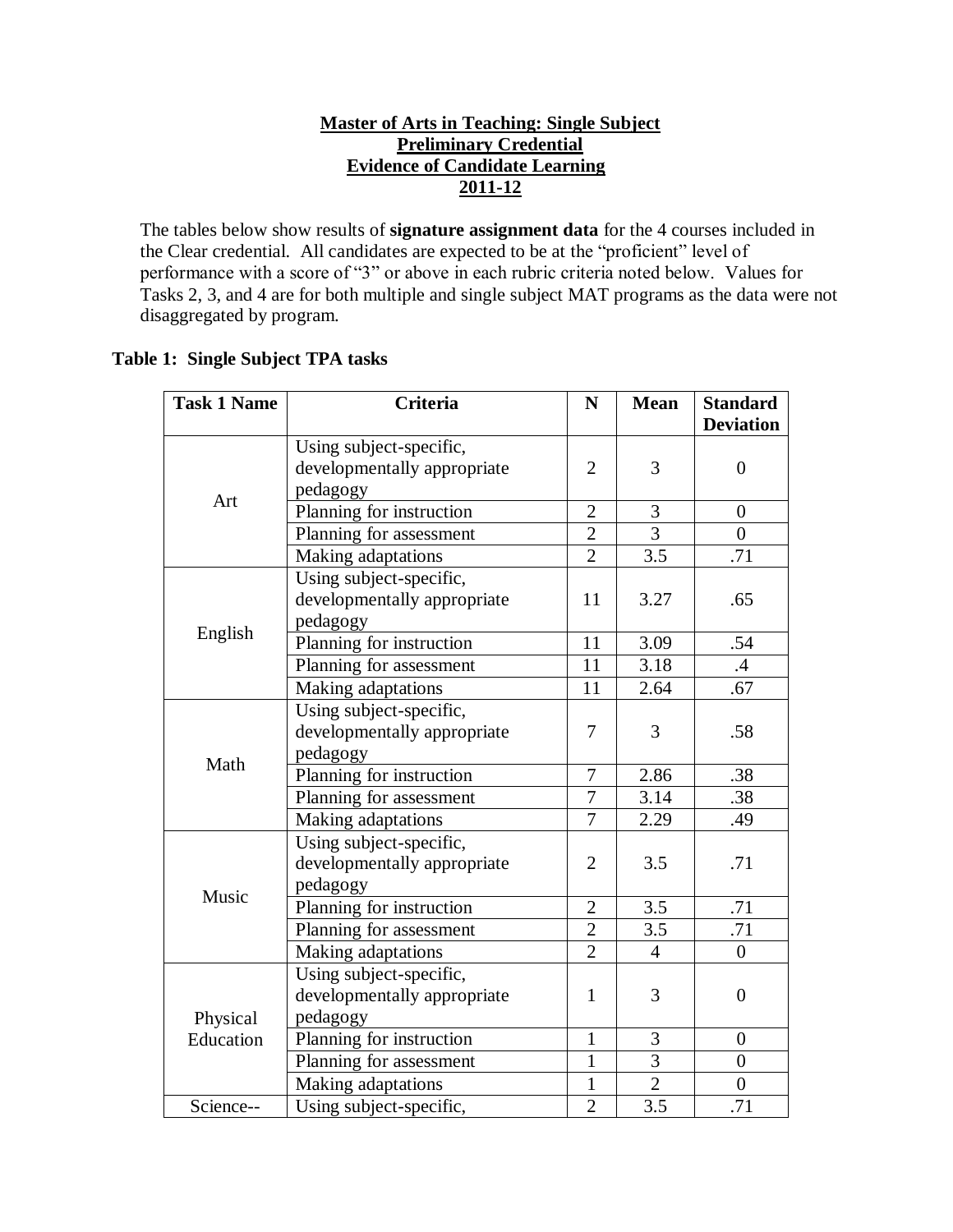# Master of Arts in Teaching: Single Subject
## Preliminary Credential
## Evidence of Candidate Learning
## 2011-12

The tables below show results of **signature assignment data** for the 4 courses included in the Clear credential. All candidates are expected to be at the "proficient" level of performance with a score of "3" or above in each rubric criteria noted below. Values for Tasks 2, 3, and 4 are for both multiple and single subject MAT programs as the data were not disaggregated by program.

**Table 1: Single Subject TPA tasks**

| Task 1 Name | Criteria | N | Mean | Standard Deviation |
|---|---|---|---|---|
| Art | Using subject-specific, developmentally appropriate pedagogy | 2 | 3 | 0 |
| | Planning for instruction | 2 | 3 | 0 |
| | Planning for assessment | 2 | 3 | 0 |
| | Making adaptations | 2 | 3.5 | .71 |
| English | Using subject-specific, developmentally appropriate pedagogy | 11 | 3.27 | .65 |
| | Planning for instruction | 11 | 3.09 | .54 |
| | Planning for assessment | 11 | 3.18 | .4 |
| | Making adaptations | 11 | 2.64 | .67 |
| Math | Using subject-specific, developmentally appropriate pedagogy | 7 | 3 | .58 |
| | Planning for instruction | 7 | 2.86 | .38 |
| | Planning for assessment | 7 | 3.14 | .38 |
| | Making adaptations | 7 | 2.29 | .49 |
| Music | Using subject-specific, developmentally appropriate pedagogy | 2 | 3.5 | .71 |
| | Planning for instruction | 2 | 3.5 | .71 |
| | Planning for assessment | 2 | 3.5 | .71 |
| | Making adaptations | 2 | 4 | 0 |
| Physical Education | Using subject-specific, developmentally appropriate pedagogy | 1 | 3 | 0 |
| | Planning for instruction | 1 | 3 | 0 |
| | Planning for assessment | 1 | 3 | 0 |
| | Making adaptations | 1 | 2 | 0 |
| Science-- | Using subject-specific, | 2 | 3.5 | .71 |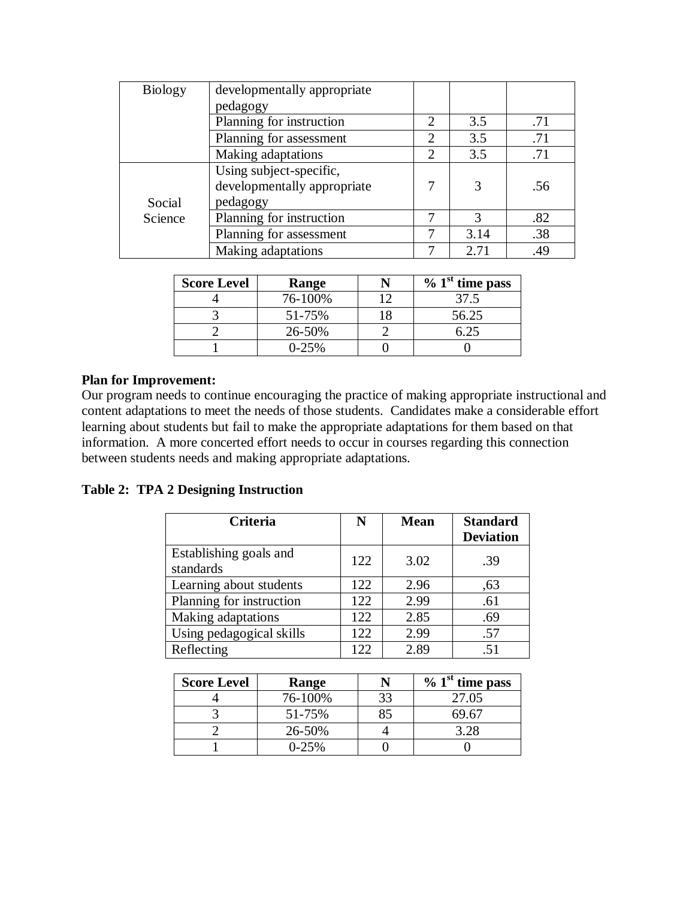| Biology | developmentally appropriate pedagogy | | | |
|---|---|---|---|---|
| | Planning for instruction | 2 | 3.5 | .71 |
| | Planning for assessment | 2 | 3.5 | .71 |
| | Making adaptations | 2 | 3.5 | .71 |
| Social Science | Using subject-specific, developmentally appropriate pedagogy | 7 | 3 | .56 |
| | Planning for instruction | 7 | 3 | .82 |
| | Planning for assessment | 7 | 3.14 | .38 |
| | Making adaptations | 7 | 2.71 | .49 |

| Score Level | Range | N | % 1st time pass |
|---|---|---|---|
| 4 | 76-100% | 12 | 37.5 |
| 3 | 51-75% | 18 | 56.25 |
| 2 | 26-50% | 2 | 6.25 |
| 1 | 0-25% | 0 | 0 |

**Plan for Improvement:**
Our program needs to continue encouraging the practice of making appropriate instructional and content adaptations to meet the needs of those students. Candidates make a considerable effort learning about students but fail to make the appropriate adaptations for them based on that information. A more concerted effort needs to occur in courses regarding this connection between students needs and making appropriate adaptations.

**Table 2: TPA 2 Designing Instruction**

| Criteria | N | Mean | Standard Deviation |
|---|---|---|---|
| Establishing goals and standards | 122 | 3.02 | .39 |
| Learning about students | 122 | 2.96 | ,63 |
| Planning for instruction | 122 | 2.99 | .61 |
| Making adaptations | 122 | 2.85 | .69 |
| Using pedagogical skills | 122 | 2.99 | .57 |
| Reflecting | 122 | 2.89 | .51 |

| Score Level | Range | N | % 1st time pass |
|---|---|---|---|
| 4 | 76-100% | 33 | 27.05 |
| 3 | 51-75% | 85 | 69.67 |
| 2 | 26-50% | 4 | 3.28 |
| 1 | 0-25% | 0 | 0 |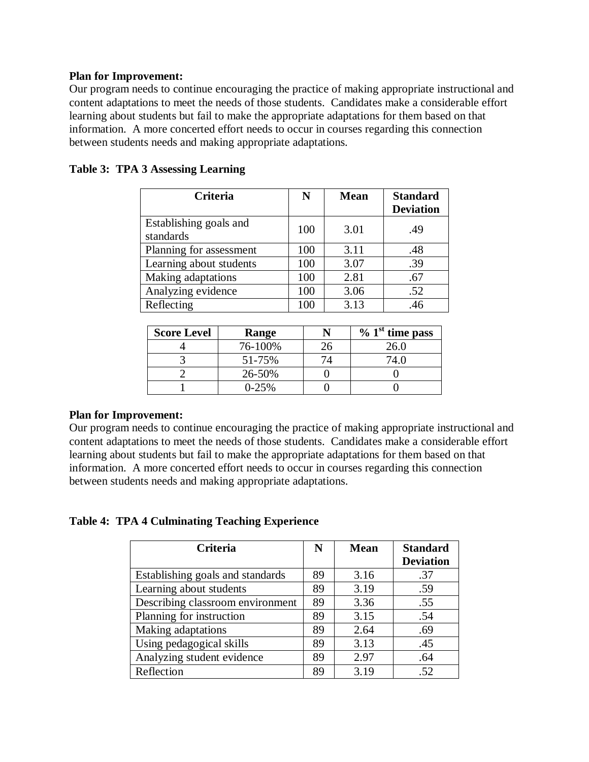**Plan for Improvement:**
Our program needs to continue encouraging the practice of making appropriate instructional and content adaptations to meet the needs of those students. Candidates make a considerable effort learning about students but fail to make the appropriate adaptations for them based on that information. A more concerted effort needs to occur in courses regarding this connection between students needs and making appropriate adaptations.

**Table 3: TPA 3 Assessing Learning**

| Criteria | N | Mean | Standard Deviation |
|---|---|---|---|
| Establishing goals and standards | 100 | 3.01 | .49 |
| Planning for assessment | 100 | 3.11 | .48 |
| Learning about students | 100 | 3.07 | .39 |
| Making adaptations | 100 | 2.81 | .67 |
| Analyzing evidence | 100 | 3.06 | .52 |
| Reflecting | 100 | 3.13 | .46 |

| Score Level | Range | N | % 1st time pass |
|---|---|---|---|
| 4 | 76-100% | 26 | 26.0 |
| 3 | 51-75% | 74 | 74.0 |
| 2 | 26-50% | 0 | 0 |
| 1 | 0-25% | 0 | 0 |

**Plan for Improvement:**
Our program needs to continue encouraging the practice of making appropriate instructional and content adaptations to meet the needs of those students. Candidates make a considerable effort learning about students but fail to make the appropriate adaptations for them based on that information. A more concerted effort needs to occur in courses regarding this connection between students needs and making appropriate adaptations.

**Table 4: TPA 4 Culminating Teaching Experience**

| Criteria | N | Mean | Standard Deviation |
|---|---|---|---|
| Establishing goals and standards | 89 | 3.16 | .37 |
| Learning about students | 89 | 3.19 | .59 |
| Describing classroom environment | 89 | 3.36 | .55 |
| Planning for instruction | 89 | 3.15 | .54 |
| Making adaptations | 89 | 2.64 | .69 |
| Using pedagogical skills | 89 | 3.13 | .45 |
| Analyzing student evidence | 89 | 2.97 | .64 |
| Reflection | 89 | 3.19 | .52 |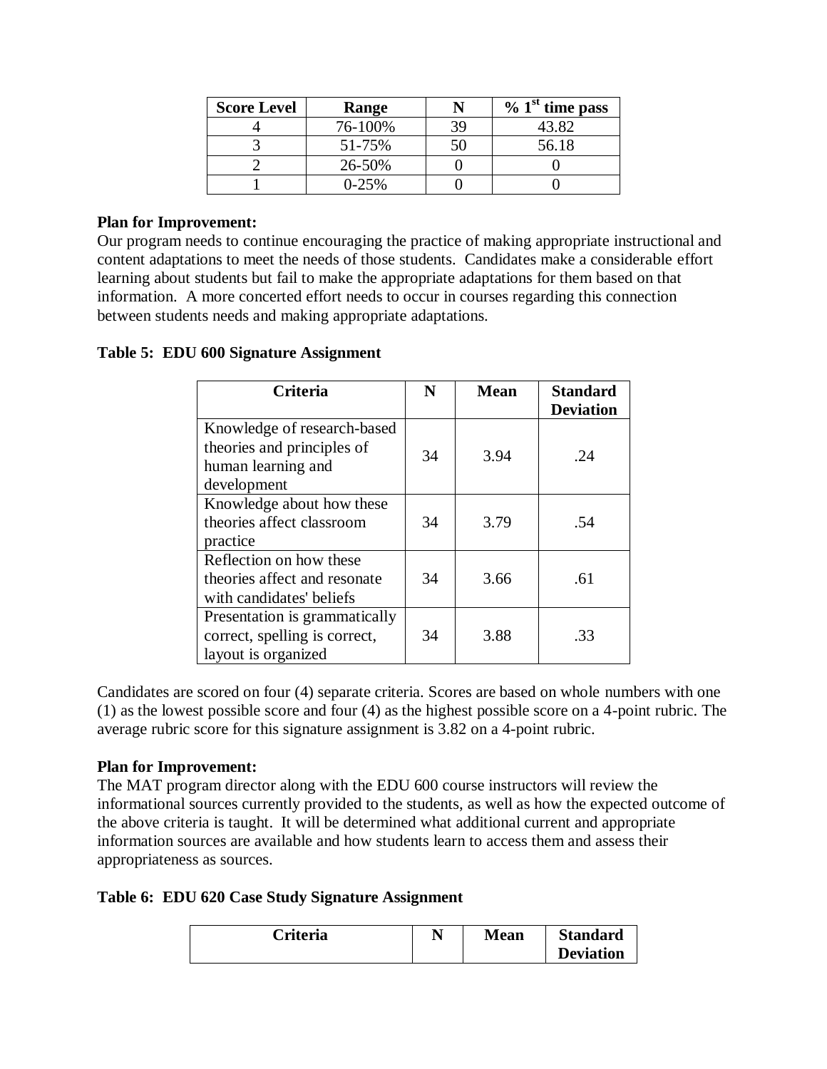| Score Level | Range | N | % 1st time pass |
|---|---|---|---|
| 4 | 76-100% | 39 | 43.82 |
| 3 | 51-75% | 50 | 56.18 |
| 2 | 26-50% | 0 | 0 |
| 1 | 0-25% | 0 | 0 |

**Plan for Improvement:**
Our program needs to continue encouraging the practice of making appropriate instructional and content adaptations to meet the needs of those students. Candidates make a considerable effort learning about students but fail to make the appropriate adaptations for them based on that information. A more concerted effort needs to occur in courses regarding this connection between students needs and making appropriate adaptations.

**Table 5: EDU 600 Signature Assignment**

| Criteria | N | Mean | Standard Deviation |
|---|---|---|---|
| Knowledge of research-based theories and principles of human learning and development | 34 | 3.94 | .24 |
| Knowledge about how these theories affect classroom practice | 34 | 3.79 | .54 |
| Reflection on how these theories affect and resonate with candidates' beliefs | 34 | 3.66 | .61 |
| Presentation is grammatically correct, spelling is correct, layout is organized | 34 | 3.88 | .33 |

Candidates are scored on four (4) separate criteria. Scores are based on whole numbers with one (1) as the lowest possible score and four (4) as the highest possible score on a 4-point rubric. The average rubric score for this signature assignment is 3.82 on a 4-point rubric.

**Plan for Improvement:**
The MAT program director along with the EDU 600 course instructors will review the informational sources currently provided to the students, as well as how the expected outcome of the above criteria is taught. It will be determined what additional current and appropriate information sources are available and how students learn to access them and assess their appropriateness as sources.

**Table 6: EDU 620 Case Study Signature Assignment**

| Criteria | N | Mean | Standard Deviation |
|---|---|---|---|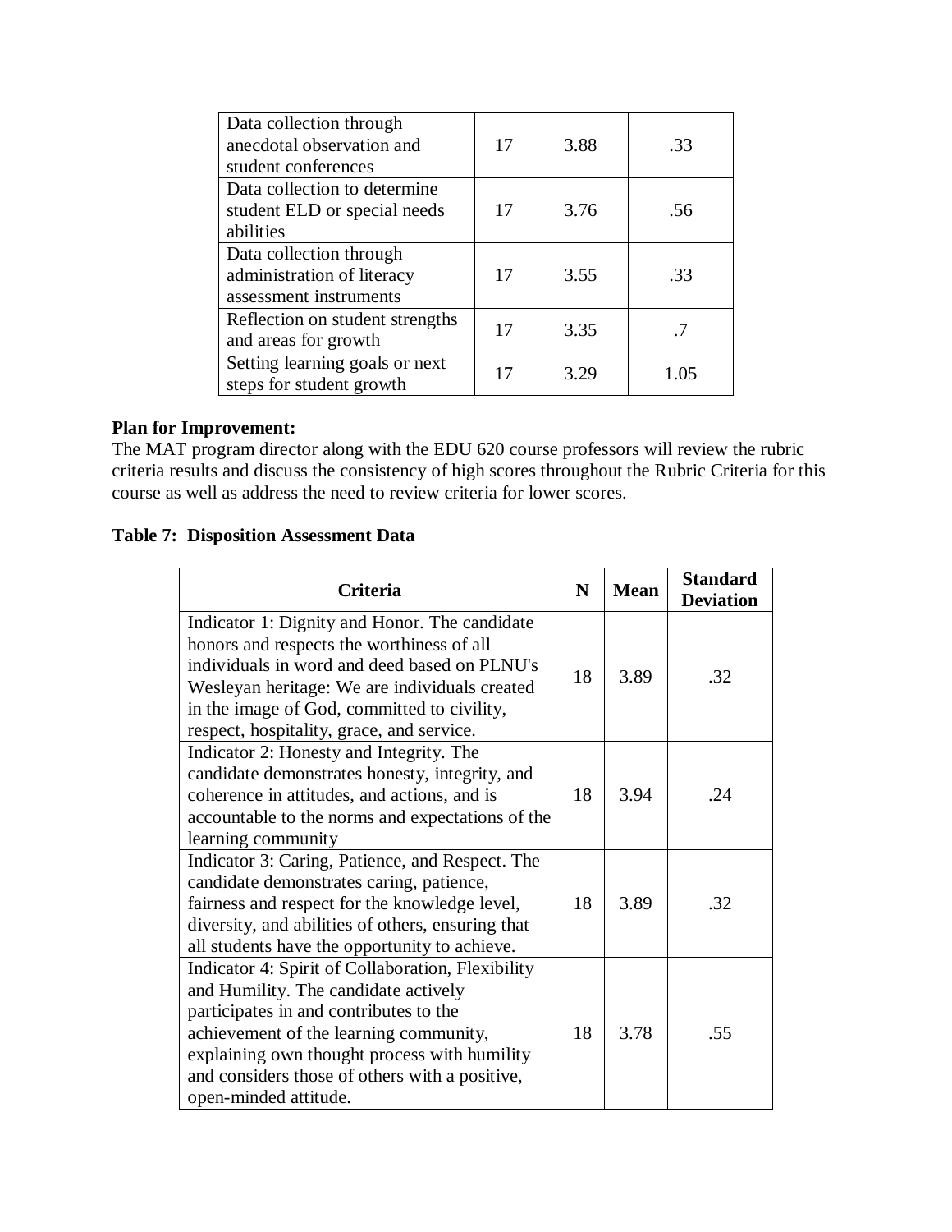| | | | |
|---|---|---|---|
| Data collection through anecdotal observation and student conferences | 17 | 3.88 | .33 |
| Data collection to determine student ELD or special needs abilities | 17 | 3.76 | .56 |
| Data collection through administration of literacy assessment instruments | 17 | 3.55 | .33 |
| Reflection on student strengths and areas for growth | 17 | 3.35 | .7 |
| Setting learning goals or next steps for student growth | 17 | 3.29 | 1.05 |

**Plan for Improvement:**
The MAT program director along with the EDU 620 course professors will review the rubric criteria results and discuss the consistency of high scores throughout the Rubric Criteria for this course as well as address the need to review criteria for lower scores.

**Table 7: Disposition Assessment Data**

| Criteria | N | Mean | Standard Deviation |
|---|---|---|---|
| Indicator 1: Dignity and Honor. The candidate honors and respects the worthiness of all individuals in word and deed based on PLNU's Wesleyan heritage: We are individuals created in the image of God, committed to civility, respect, hospitality, grace, and service. | 18 | 3.89 | .32 |
| Indicator 2: Honesty and Integrity. The candidate demonstrates honesty, integrity, and coherence in attitudes, and actions, and is accountable to the norms and expectations of the learning community | 18 | 3.94 | .24 |
| Indicator 3: Caring, Patience, and Respect. The candidate demonstrates caring, patience, fairness and respect for the knowledge level, diversity, and abilities of others, ensuring that all students have the opportunity to achieve. | 18 | 3.89 | .32 |
| Indicator 4: Spirit of Collaboration, Flexibility and Humility. The candidate actively participates in and contributes to the achievement of the learning community, explaining own thought process with humility and considers those of others with a positive, open-minded attitude. | 18 | 3.78 | .55 |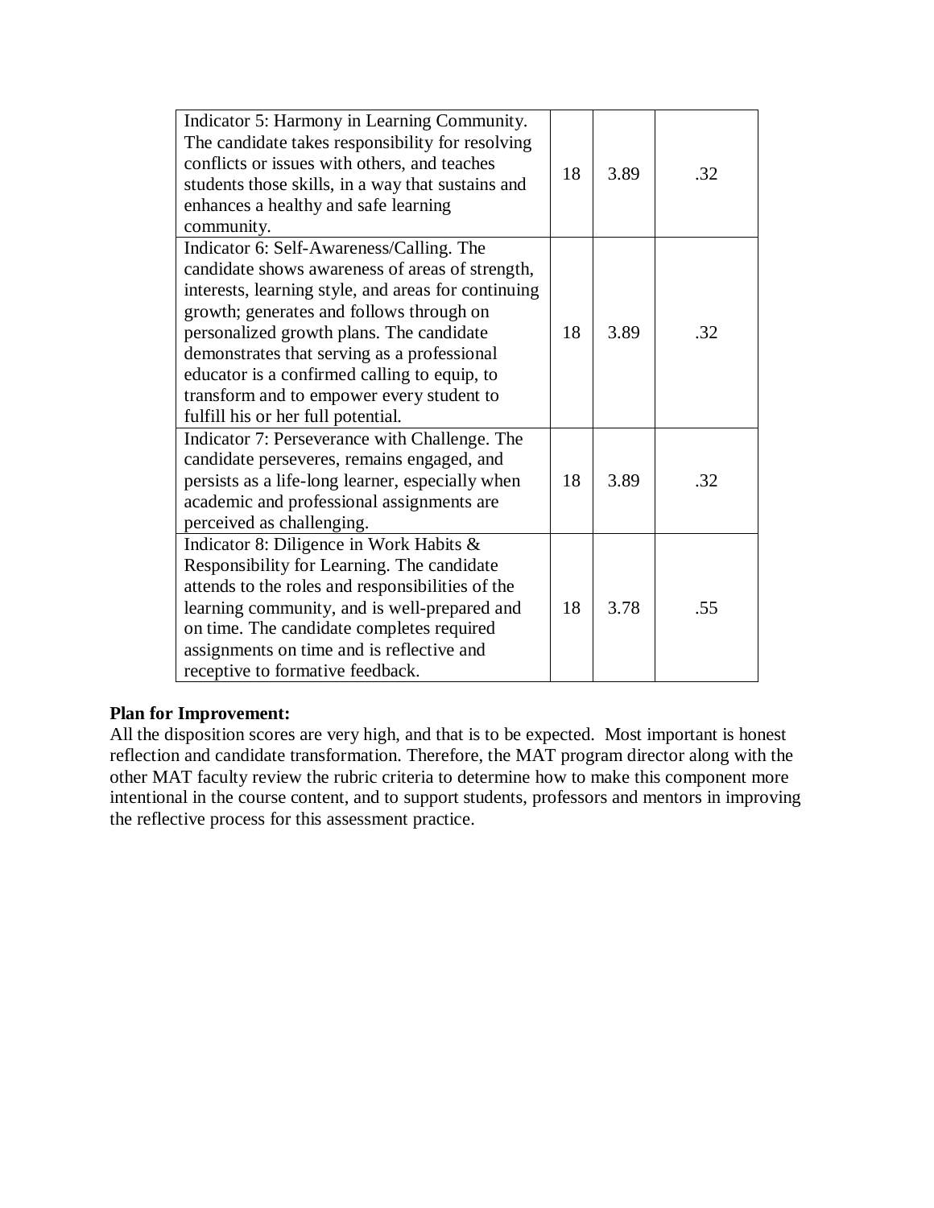| | | | |
|---|---|---|---|
| Indicator 5: Harmony in Learning Community. The candidate takes responsibility for resolving conflicts or issues with others, and teaches students those skills, in a way that sustains and enhances a healthy and safe learning community. | 18 | 3.89 | .32 |
| Indicator 6: Self-Awareness/Calling. The candidate shows awareness of areas of strength, interests, learning style, and areas for continuing growth; generates and follows through on personalized growth plans. The candidate demonstrates that serving as a professional educator is a confirmed calling to equip, to transform and to empower every student to fulfill his or her full potential. | 18 | 3.89 | .32 |
| Indicator 7: Perseverance with Challenge. The candidate perseveres, remains engaged, and persists as a life-long learner, especially when academic and professional assignments are perceived as challenging. | 18 | 3.89 | .32 |
| Indicator 8: Diligence in Work Habits & Responsibility for Learning. The candidate attends to the roles and responsibilities of the learning community, and is well-prepared and on time. The candidate completes required assignments on time and is reflective and receptive to formative feedback. | 18 | 3.78 | .55 |

**Plan for Improvement:**
All the disposition scores are very high, and that is to be expected. Most important is honest reflection and candidate transformation. Therefore, the MAT program director along with the other MAT faculty review the rubric criteria to determine how to make this component more intentional in the course content, and to support students, professors and mentors in improving the reflective process for this assessment practice.